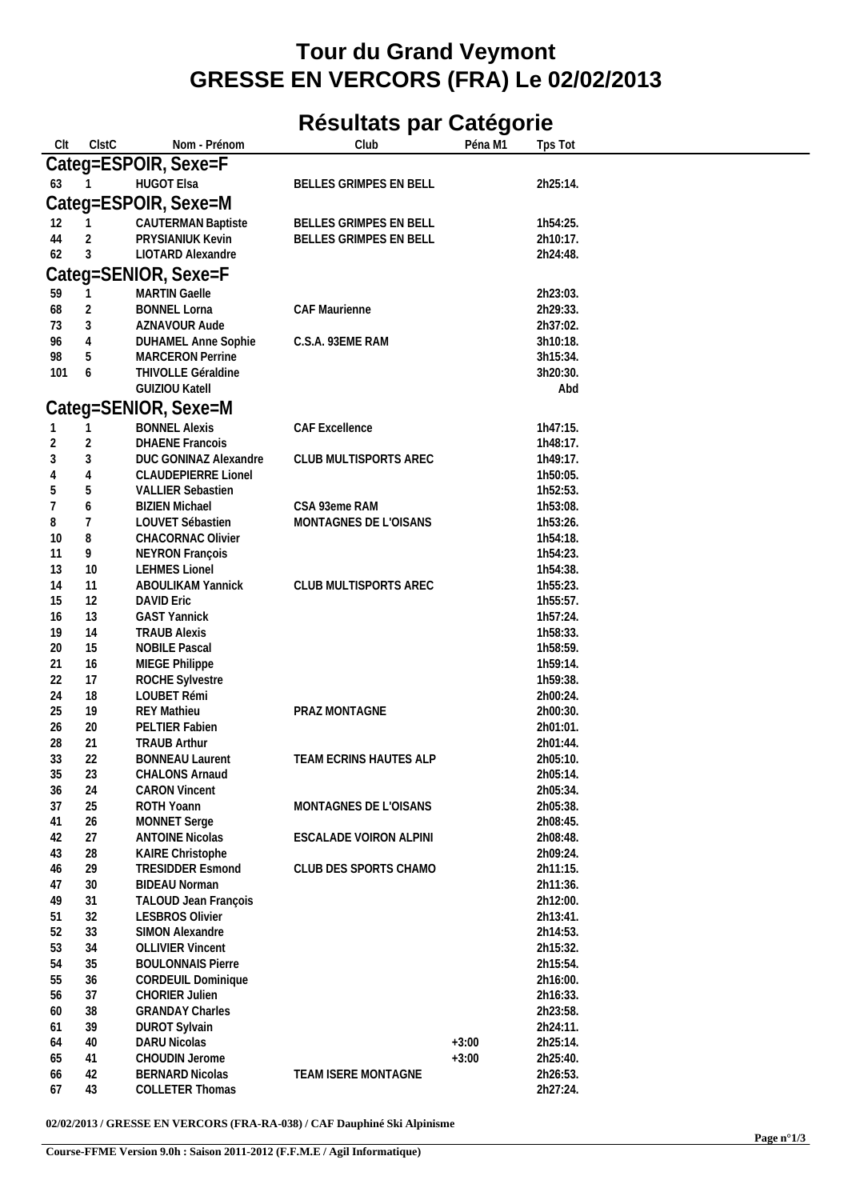# Tour du Grand Veymont
# GRESSE EN VERCORS (FRA) Le 02/02/2013

## Résultats par Catégorie

| Clt | ClstC | Nom - Prénom | Club | Péna M1 | Tps Tot |
|---|---|---|---|---|---|
| **Categ=ESPOIR, Sexe=F** | | | | | |
| 63 | 1 | HUGOT Elsa | BELLES GRIMPES EN BELL | | 2h25:14. |
| **Categ=ESPOIR, Sexe=M** | | | | | |
| 12 | 1 | CAUTERMAN Baptiste | BELLES GRIMPES EN BELL | | 1h54:25. |
| 44 | 2 | PRYSIANIUK Kevin | BELLES GRIMPES EN BELL | | 2h10:17. |
| 62 | 3 | LIOTARD Alexandre | | | 2h24:48. |
| **Categ=SENIOR, Sexe=F** | | | | | |
| 59 | 1 | MARTIN Gaelle | | | 2h23:03. |
| 68 | 2 | BONNEL Lorna | CAF Maurienne | | 2h29:33. |
| 73 | 3 | AZNAVOUR Aude | | | 2h37:02. |
| 96 | 4 | DUHAMEL Anne Sophie | C.S.A. 93EME RAM | | 3h10:18. |
| 98 | 5 | MARCERON Perrine | | | 3h15:34. |
| 101 | 6 | THIVOLLE Géraldine | | | 3h20:30. |
| | | GUIZIOU Katell | | | Abd |
| **Categ=SENIOR, Sexe=M** | | | | | |
| 1 | 1 | BONNEL Alexis | CAF Excellence | | 1h47:15. |
| 2 | 2 | DHAENE Francois | | | 1h48:17. |
| 3 | 3 | DUC GONINAZ Alexandre | CLUB MULTISPORTS AREC | | 1h49:17. |
| 4 | 4 | CLAUDEPIERRE Lionel | | | 1h50:05. |
| 5 | 5 | VALLIER Sebastien | | | 1h52:53. |
| 7 | 6 | BIZIEN Michael | CSA 93eme RAM | | 1h53:08. |
| 8 | 7 | LOUVET Sébastien | MONTAGNES DE L'OISANS | | 1h53:26. |
| 10 | 8 | CHACORNAC Olivier | | | 1h54:18. |
| 11 | 9 | NEYRON François | | | 1h54:23. |
| 13 | 10 | LEHMES Lionel | | | 1h54:38. |
| 14 | 11 | ABOULIKAM Yannick | CLUB MULTISPORTS AREC | | 1h55:23. |
| 15 | 12 | DAVID Eric | | | 1h55:57. |
| 16 | 13 | GAST Yannick | | | 1h57:24. |
| 19 | 14 | TRAUB Alexis | | | 1h58:33. |
| 20 | 15 | NOBILE Pascal | | | 1h58:59. |
| 21 | 16 | MIEGE Philippe | | | 1h59:14. |
| 22 | 17 | ROCHE Sylvestre | | | 1h59:38. |
| 24 | 18 | LOUBET Rémi | | | 2h00:24. |
| 25 | 19 | REY Mathieu | PRAZ MONTAGNE | | 2h00:30. |
| 26 | 20 | PELTIER Fabien | | | 2h01:01. |
| 28 | 21 | TRAUB Arthur | | | 2h01:44. |
| 33 | 22 | BONNEAU Laurent | TEAM ECRINS HAUTES ALP | | 2h05:10. |
| 35 | 23 | CHALONS Arnaud | | | 2h05:14. |
| 36 | 24 | CARON Vincent | | | 2h05:34. |
| 37 | 25 | ROTH Yoann | MONTAGNES DE L'OISANS | | 2h05:38. |
| 41 | 26 | MONNET Serge | | | 2h08:45. |
| 42 | 27 | ANTOINE Nicolas | ESCALADE VOIRON ALPINI | | 2h08:48. |
| 43 | 28 | KAIRE Christophe | | | 2h09:24. |
| 46 | 29 | TRESIDDER Esmond | CLUB DES SPORTS CHAMO | | 2h11:15. |
| 47 | 30 | BIDEAU Norman | | | 2h11:36. |
| 49 | 31 | TALOUD Jean François | | | 2h12:00. |
| 51 | 32 | LESBROS Olivier | | | 2h13:41. |
| 52 | 33 | SIMON Alexandre | | | 2h14:53. |
| 53 | 34 | OLLIVIER Vincent | | | 2h15:32. |
| 54 | 35 | BOULONNAIS Pierre | | | 2h15:54. |
| 55 | 36 | CORDEUIL Dominique | | | 2h16:00. |
| 56 | 37 | CHORIER Julien | | | 2h16:33. |
| 60 | 38 | GRANDAY Charles | | | 2h23:58. |
| 61 | 39 | DUROT Sylvain | | | 2h24:11. |
| 64 | 40 | DARU Nicolas | | +3:00 | 2h25:14. |
| 65 | 41 | CHOUDIN Jerome | | +3:00 | 2h25:40. |
| 66 | 42 | BERNARD Nicolas | TEAM ISERE MONTAGNE | | 2h26:53. |
| 67 | 43 | COLLETER Thomas | | | 2h27:24. |

**02/02/2013 / GRESSE EN VERCORS (FRA-RA-038) / CAF Dauphiné Ski Alpinisme**

**Course-FFME Version 9.0h : Saison 2011-2012 (F.F.M.E / Agil Informatique)**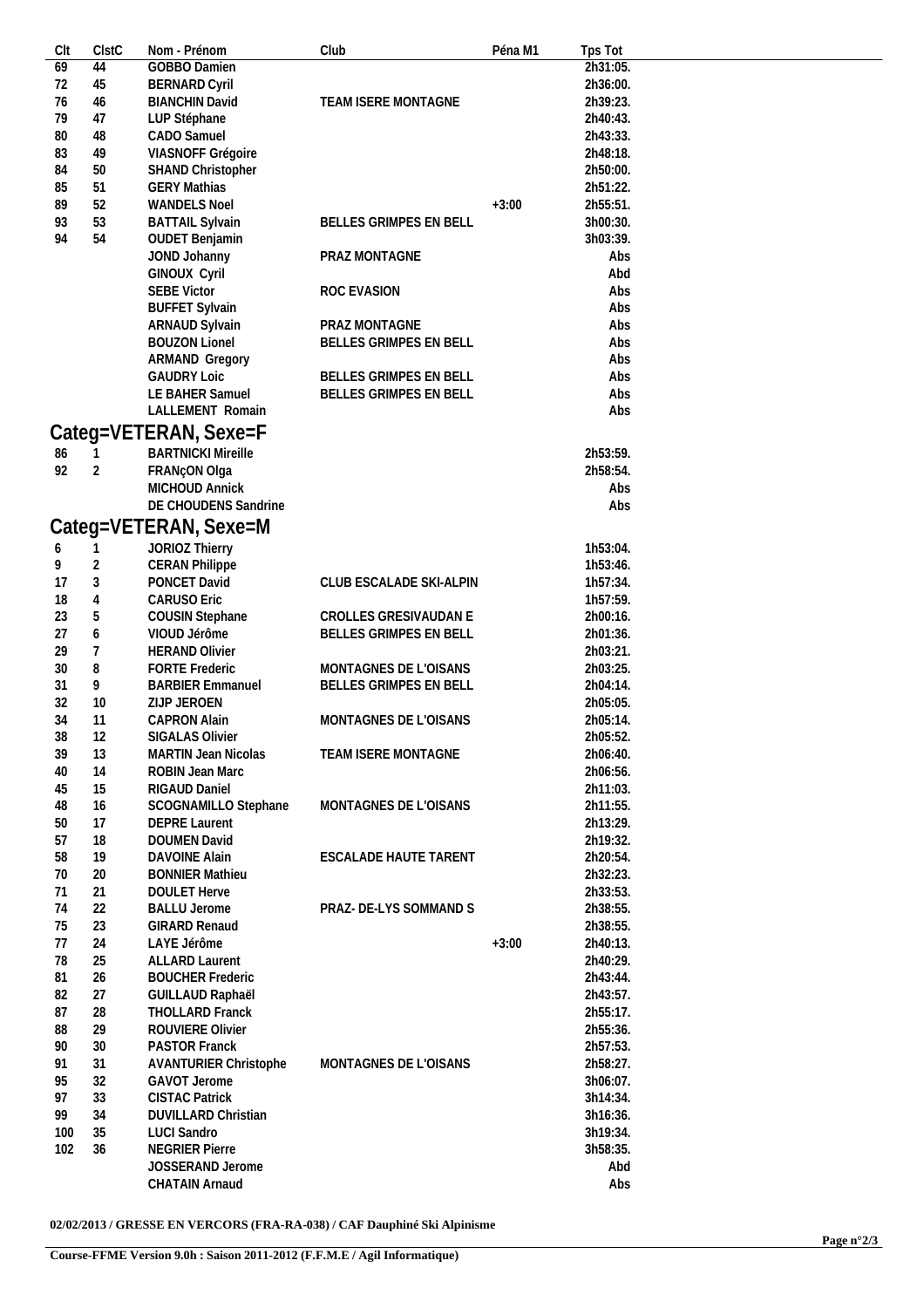| Clt | ClstC | Nom - Prénom | Club | Péna M1 | Tps Tot |
|---|---|---|---|---|---|
| 69 | 44 | GOBBO Damien | | | 2h31:05. |
| 72 | 45 | BERNARD Cyril | | | 2h36:00. |
| 76 | 46 | BIANCHIN David | TEAM ISERE MONTAGNE | | 2h39:23. |
| 79 | 47 | LUP Stéphane | | | 2h40:43. |
| 80 | 48 | CADO Samuel | | | 2h43:33. |
| 83 | 49 | VIASNOFF Grégoire | | | 2h48:18. |
| 84 | 50 | SHAND Christopher | | | 2h50:00. |
| 85 | 51 | GERY Mathias | | | 2h51:22. |
| 89 | 52 | WANDELS Noel | | +3:00 | 2h55:51. |
| 93 | 53 | BATTAIL Sylvain | BELLES GRIMPES EN BELL | | 3h00:30. |
| 94 | 54 | OUDET Benjamin | | | 3h03:39. |
| | | JOND Johanny | PRAZ MONTAGNE | | Abs |
| | | GINOUX Cyril | | | Abd |
| | | SEBE Victor | ROC EVASION | | Abs |
| | | BUFFET Sylvain | | | Abs |
| | | ARNAUD Sylvain | PRAZ MONTAGNE | | Abs |
| | | BOUZON Lionel | BELLES GRIMPES EN BELL | | Abs |
| | | ARMAND Gregory | | | Abs |
| | | GAUDRY Loic | BELLES GRIMPES EN BELL | | Abs |
| | | LE BAHER Samuel | BELLES GRIMPES EN BELL | | Abs |
| | | LALLEMENT Romain | | | Abs |

## Categ=VETERAN, Sexe=F

| Clt | ClstC | Nom - Prénom | Club | Péna M1 | Tps Tot |
|---|---|---|---|---|---|
| 86 | 1 | BARTNICKI Mireille | | | 2h53:59. |
| 92 | 2 | FRANçON Olga | | | 2h58:54. |
| | | MICHOUD Annick | | | Abs |
| | | DE CHOUDENS Sandrine | | | Abs |

## Categ=VETERAN, Sexe=M

| Clt | ClstC | Nom - Prénom | Club | Péna M1 | Tps Tot |
|---|---|---|---|---|---|
| 6 | 1 | JORIOZ Thierry | | | 1h53:04. |
| 9 | 2 | CERAN Philippe | | | 1h53:46. |
| 17 | 3 | PONCET David | CLUB ESCALADE SKI-ALPIN | | 1h57:34. |
| 18 | 4 | CARUSO Eric | | | 1h57:59. |
| 23 | 5 | COUSIN Stephane | CROLLES GRESIVAUDAN E | | 2h00:16. |
| 27 | 6 | VIOUD Jérôme | BELLES GRIMPES EN BELL | | 2h01:36. |
| 29 | 7 | HERAND Olivier | | | 2h03:21. |
| 30 | 8 | FORTE Frederic | MONTAGNES DE L'OISANS | | 2h03:25. |
| 31 | 9 | BARBIER Emmanuel | BELLES GRIMPES EN BELL | | 2h04:14. |
| 32 | 10 | ZIJP JEROEN | | | 2h05:05. |
| 34 | 11 | CAPRON Alain | MONTAGNES DE L'OISANS | | 2h05:14. |
| 38 | 12 | SIGALAS Olivier | | | 2h05:52. |
| 39 | 13 | MARTIN Jean Nicolas | TEAM ISERE MONTAGNE | | 2h06:40. |
| 40 | 14 | ROBIN Jean Marc | | | 2h06:56. |
| 45 | 15 | RIGAUD Daniel | | | 2h11:03. |
| 48 | 16 | SCOGNAMILLO Stephane | MONTAGNES DE L'OISANS | | 2h11:55. |
| 50 | 17 | DEPRE Laurent | | | 2h13:29. |
| 57 | 18 | DOUMEN David | | | 2h19:32. |
| 58 | 19 | DAVOINE Alain | ESCALADE HAUTE TARENT | | 2h20:54. |
| 70 | 20 | BONNIER Mathieu | | | 2h32:23. |
| 71 | 21 | DOULET Herve | | | 2h33:53. |
| 74 | 22 | BALLU Jerome | PRAZ- DE-LYS SOMMAND S | | 2h38:55. |
| 75 | 23 | GIRARD Renaud | | | 2h38:55. |
| 77 | 24 | LAYE Jérôme | | +3:00 | 2h40:13. |
| 78 | 25 | ALLARD Laurent | | | 2h40:29. |
| 81 | 26 | BOUCHER Frederic | | | 2h43:44. |
| 82 | 27 | GUILLAUD Raphaël | | | 2h43:57. |
| 87 | 28 | THOLLARD Franck | | | 2h55:17. |
| 88 | 29 | ROUVIERE Olivier | | | 2h55:36. |
| 90 | 30 | PASTOR Franck | | | 2h57:53. |
| 91 | 31 | AVANTURIER Christophe | MONTAGNES DE L'OISANS | | 2h58:27. |
| 95 | 32 | GAVOT Jerome | | | 3h06:07. |
| 97 | 33 | CISTAC Patrick | | | 3h14:34. |
| 99 | 34 | DUVILLARD Christian | | | 3h16:36. |
| 100 | 35 | LUCI Sandro | | | 3h19:34. |
| 102 | 36 | NEGRIER Pierre | | | 3h58:35. |
| | | JOSSERAND Jerome | | | Abd |
| | | CHATAIN Arnaud | | | Abs |

**02/02/2013 / GRESSE EN VERCORS (FRA-RA-038) / CAF Dauphiné Ski Alpinisme**

**Course-FFME Version 9.0h : Saison 2011-2012 (F.F.M.E / Agil Informatique)**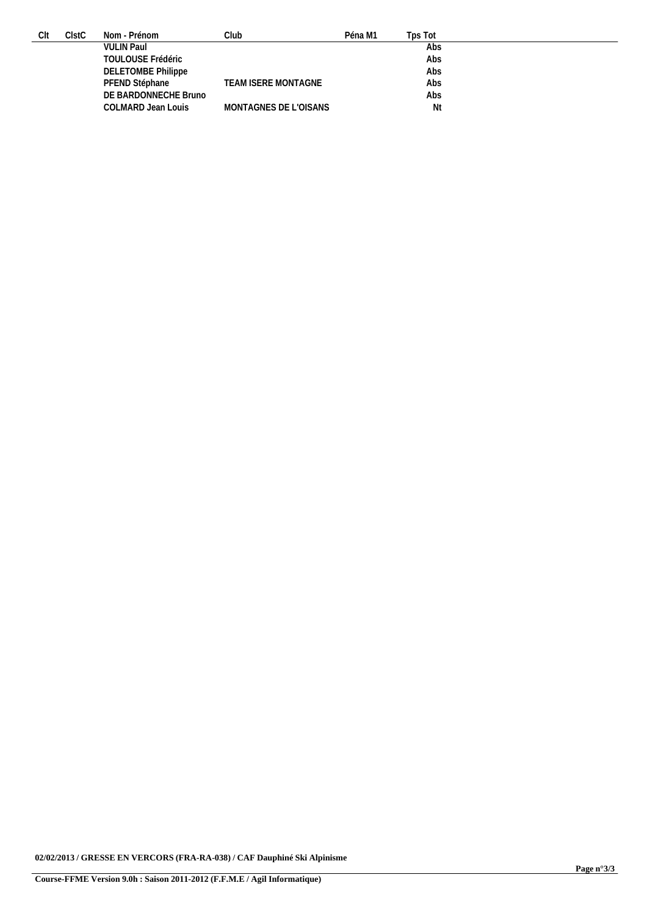| Clt | ClstC | Nom - Prénom | Club | Péna M1 | Tps Tot |
|---|---|---|---|---|---|
| | | VULIN Paul | | | Abs |
| | | TOULOUSE Frédéric | | | Abs |
| | | DELETOMBE Philippe | | | Abs |
| | | PFEND Stéphane | TEAM ISERE MONTAGNE | | Abs |
| | | DE BARDONNECHE Bruno | | | Abs |
| | | COLMARD Jean Louis | MONTAGNES DE L'OISANS | | Nt |

**02/02/2013 / GRESSE EN VERCORS (FRA-RA-038) / CAF Dauphiné Ski Alpinisme**

**Course-FFME Version 9.0h : Saison 2011-2012 (F.F.M.E / Agil Informatique)**